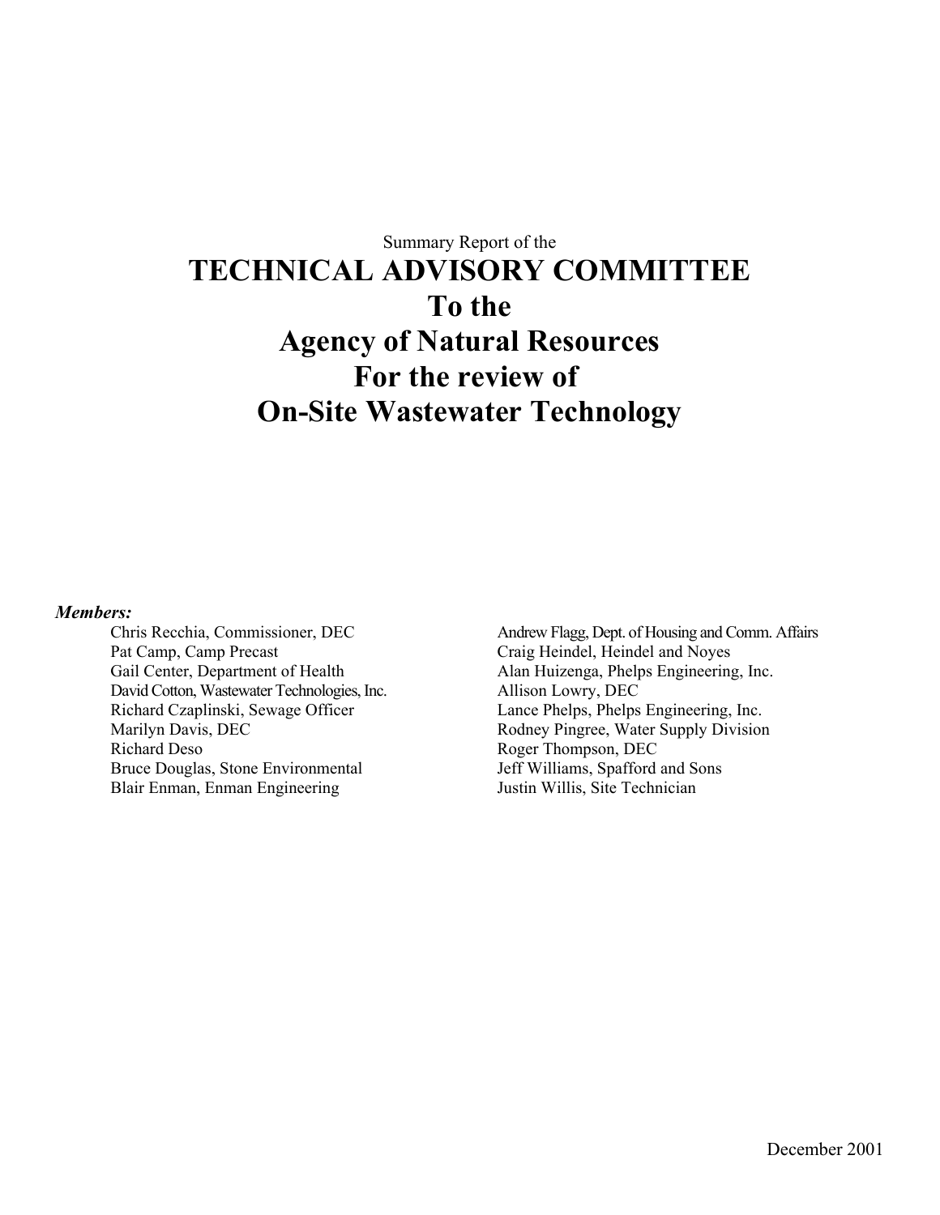Summary Report of the

# TECHNICAL ADVISORY COMMITTEE
# To the
# Agency of Natural Resources
# For the review of
# On-Site Wastewater Technology

***Members:***

- Chris Recchia, Commissioner, DEC
- Pat Camp, Camp Precast
- Gail Center, Department of Health
- David Cotton, Wastewater Technologies, Inc.
- Richard Czaplinski, Sewage Officer
- Marilyn Davis, DEC
- Richard Deso
- Bruce Douglas, Stone Environmental
- Blair Enman, Enman Engineering
- Andrew Flagg, Dept. of Housing and Comm. Affairs
- Craig Heindel, Heindel and Noyes
- Alan Huizenga, Phelps Engineering, Inc.
- Allison Lowry, DEC
- Lance Phelps, Phelps Engineering, Inc.
- Rodney Pingree, Water Supply Division
- Roger Thompson, DEC
- Jeff Williams, Spafford and Sons
- Justin Willis, Site Technician

December 2001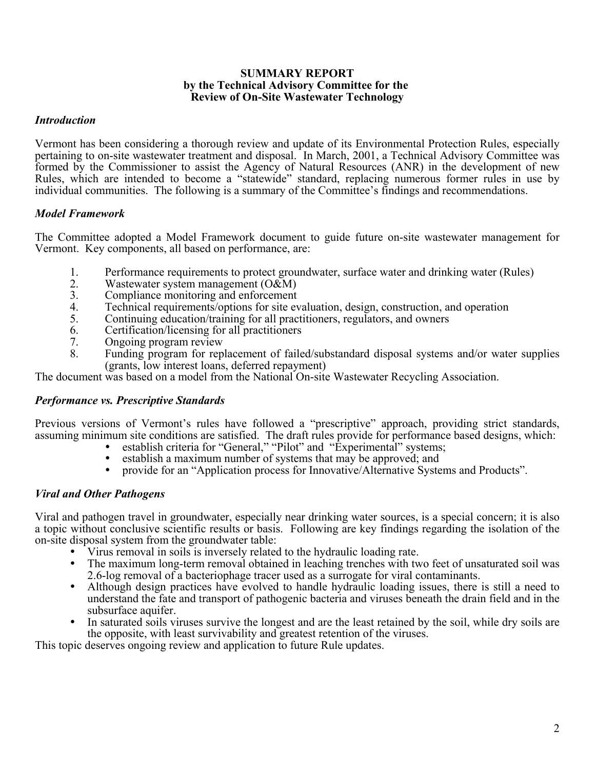**SUMMARY REPORT**
**by the Technical Advisory Committee for the**
**Review of On-Site Wastewater Technology**

### *Introduction*

Vermont has been considering a thorough review and update of its Environmental Protection Rules, especially pertaining to on-site wastewater treatment and disposal. In March, 2001, a Technical Advisory Committee was formed by the Commissioner to assist the Agency of Natural Resources (ANR) in the development of new Rules, which are intended to become a "statewide" standard, replacing numerous former rules in use by individual communities. The following is a summary of the Committee's findings and recommendations.

### *Model Framework*

The Committee adopted a Model Framework document to guide future on-site wastewater management for Vermont. Key components, all based on performance, are:

1. Performance requirements to protect groundwater, surface water and drinking water (Rules)
2. Wastewater system management (O&M)
3. Compliance monitoring and enforcement
4. Technical requirements/options for site evaluation, design, construction, and operation
5. Continuing education/training for all practitioners, regulators, and owners
6. Certification/licensing for all practitioners
7. Ongoing program review
8. Funding program for replacement of failed/substandard disposal systems and/or water supplies (grants, low interest loans, deferred repayment)

The document was based on a model from the National On-site Wastewater Recycling Association.

### *Performance vs. Prescriptive Standards*

Previous versions of Vermont's rules have followed a "prescriptive" approach, providing strict standards, assuming minimum site conditions are satisfied. The draft rules provide for performance based designs, which:

- establish criteria for "General," "Pilot" and "Experimental" systems;
- establish a maximum number of systems that may be approved; and
- provide for an "Application process for Innovative/Alternative Systems and Products".

### *Viral and Other Pathogens*

Viral and pathogen travel in groundwater, especially near drinking water sources, is a special concern; it is also a topic without conclusive scientific results or basis. Following are key findings regarding the isolation of the on-site disposal system from the groundwater table:

- Virus removal in soils is inversely related to the hydraulic loading rate.
- The maximum long-term removal obtained in leaching trenches with two feet of unsaturated soil was 2.6-log removal of a bacteriophage tracer used as a surrogate for viral contaminants.
- Although design practices have evolved to handle hydraulic loading issues, there is still a need to understand the fate and transport of pathogenic bacteria and viruses beneath the drain field and in the subsurface aquifer.
- In saturated soils viruses survive the longest and are the least retained by the soil, while dry soils are the opposite, with least survivability and greatest retention of the viruses.

This topic deserves ongoing review and application to future Rule updates.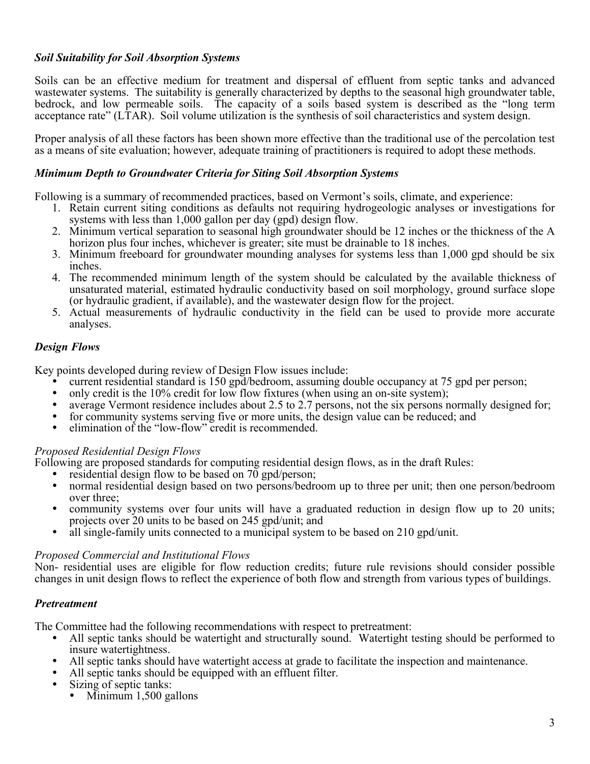### *Soil Suitability for Soil Absorption Systems*

Soils can be an effective medium for treatment and dispersal of effluent from septic tanks and advanced wastewater systems. The suitability is generally characterized by depths to the seasonal high groundwater table, bedrock, and low permeable soils. The capacity of a soils based system is described as the "long term acceptance rate" (LTAR). Soil volume utilization is the synthesis of soil characteristics and system design.

Proper analysis of all these factors has been shown more effective than the traditional use of the percolation test as a means of site evaluation; however, adequate training of practitioners is required to adopt these methods.

### *Minimum Depth to Groundwater Criteria for Siting Soil Absorption Systems*

Following is a summary of recommended practices, based on Vermont's soils, climate, and experience:

1. Retain current siting conditions as defaults not requiring hydrogeologic analyses or investigations for systems with less than 1,000 gallon per day (gpd) design flow.
2. Minimum vertical separation to seasonal high groundwater should be 12 inches or the thickness of the A horizon plus four inches, whichever is greater; site must be drainable to 18 inches.
3. Minimum freeboard for groundwater mounding analyses for systems less than 1,000 gpd should be six inches.
4. The recommended minimum length of the system should be calculated by the available thickness of unsaturated material, estimated hydraulic conductivity based on soil morphology, ground surface slope (or hydraulic gradient, if available), and the wastewater design flow for the project.
5. Actual measurements of hydraulic conductivity in the field can be used to provide more accurate analyses.

### *Design Flows*

Key points developed during review of Design Flow issues include:

- current residential standard is 150 gpd/bedroom, assuming double occupancy at 75 gpd per person;
- only credit is the 10% credit for low flow fixtures (when using an on-site system);
- average Vermont residence includes about 2.5 to 2.7 persons, not the six persons normally designed for;
- for community systems serving five or more units, the design value can be reduced; and
- elimination of the "low-flow" credit is recommended.

*Proposed Residential Design Flows*

Following are proposed standards for computing residential design flows, as in the draft Rules:

- residential design flow to be based on 70 gpd/person;
- normal residential design based on two persons/bedroom up to three per unit; then one person/bedroom over three;
- community systems over four units will have a graduated reduction in design flow up to 20 units; projects over 20 units to be based on 245 gpd/unit; and
- all single-family units connected to a municipal system to be based on 210 gpd/unit.

*Proposed Commercial and Institutional Flows*

Non- residential uses are eligible for flow reduction credits; future rule revisions should consider possible changes in unit design flows to reflect the experience of both flow and strength from various types of buildings.

### *Pretreatment*

The Committee had the following recommendations with respect to pretreatment:

- All septic tanks should be watertight and structurally sound. Watertight testing should be performed to insure watertightness.
- All septic tanks should have watertight access at grade to facilitate the inspection and maintenance.
- All septic tanks should be equipped with an effluent filter.
- Sizing of septic tanks:
  - Minimum 1,500 gallons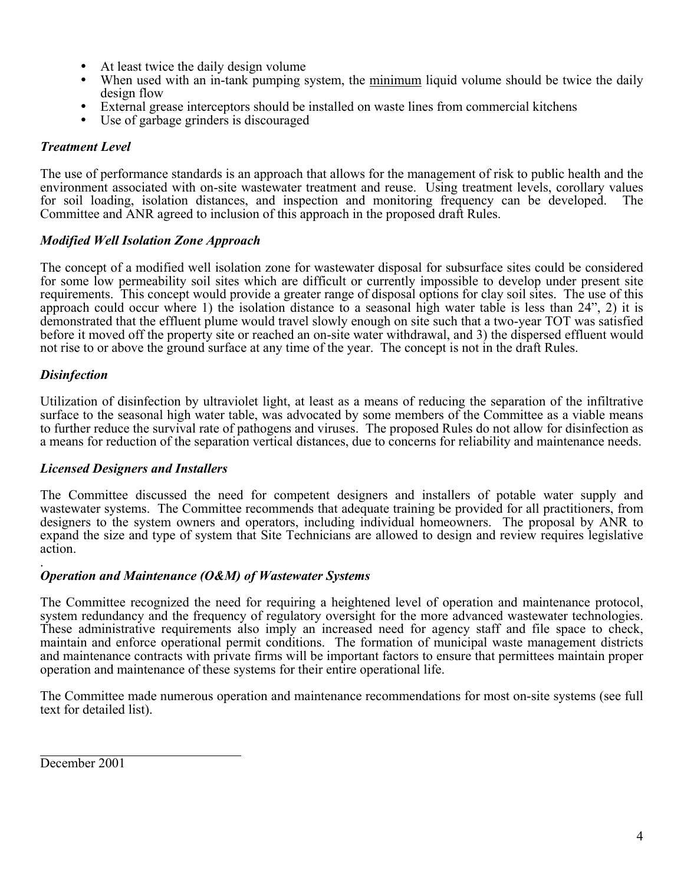- At least twice the daily design volume
- When used with an in-tank pumping system, the <u>minimum</u> liquid volume should be twice the daily design flow
- External grease interceptors should be installed on waste lines from commercial kitchens
- Use of garbage grinders is discouraged

### *Treatment Level*

The use of performance standards is an approach that allows for the management of risk to public health and the environment associated with on-site wastewater treatment and reuse. Using treatment levels, corollary values for soil loading, isolation distances, and inspection and monitoring frequency can be developed. The Committee and ANR agreed to inclusion of this approach in the proposed draft Rules.

### *Modified Well Isolation Zone Approach*

The concept of a modified well isolation zone for wastewater disposal for subsurface sites could be considered for some low permeability soil sites which are difficult or currently impossible to develop under present site requirements. This concept would provide a greater range of disposal options for clay soil sites. The use of this approach could occur where 1) the isolation distance to a seasonal high water table is less than 24", 2) it is demonstrated that the effluent plume would travel slowly enough on site such that a two-year TOT was satisfied before it moved off the property site or reached an on-site water withdrawal, and 3) the dispersed effluent would not rise to or above the ground surface at any time of the year. The concept is not in the draft Rules.

### *Disinfection*

Utilization of disinfection by ultraviolet light, at least as a means of reducing the separation of the infiltrative surface to the seasonal high water table, was advocated by some members of the Committee as a viable means to further reduce the survival rate of pathogens and viruses. The proposed Rules do not allow for disinfection as a means for reduction of the separation vertical distances, due to concerns for reliability and maintenance needs.

### *Licensed Designers and Installers*

The Committee discussed the need for competent designers and installers of potable water supply and wastewater systems. The Committee recommends that adequate training be provided for all practitioners, from designers to the system owners and operators, including individual homeowners. The proposal by ANR to expand the size and type of system that Site Technicians are allowed to design and review requires legislative action.

.

### *Operation and Maintenance (O&M) of Wastewater Systems*

The Committee recognized the need for requiring a heightened level of operation and maintenance protocol, system redundancy and the frequency of regulatory oversight for the more advanced wastewater technologies. These administrative requirements also imply an increased need for agency staff and file space to check, maintain and enforce operational permit conditions. The formation of municipal waste management districts and maintenance contracts with private firms will be important factors to ensure that permittees maintain proper operation and maintenance of these systems for their entire operational life.

The Committee made numerous operation and maintenance recommendations for most on-site systems (see full text for detailed list).

---

December 2001